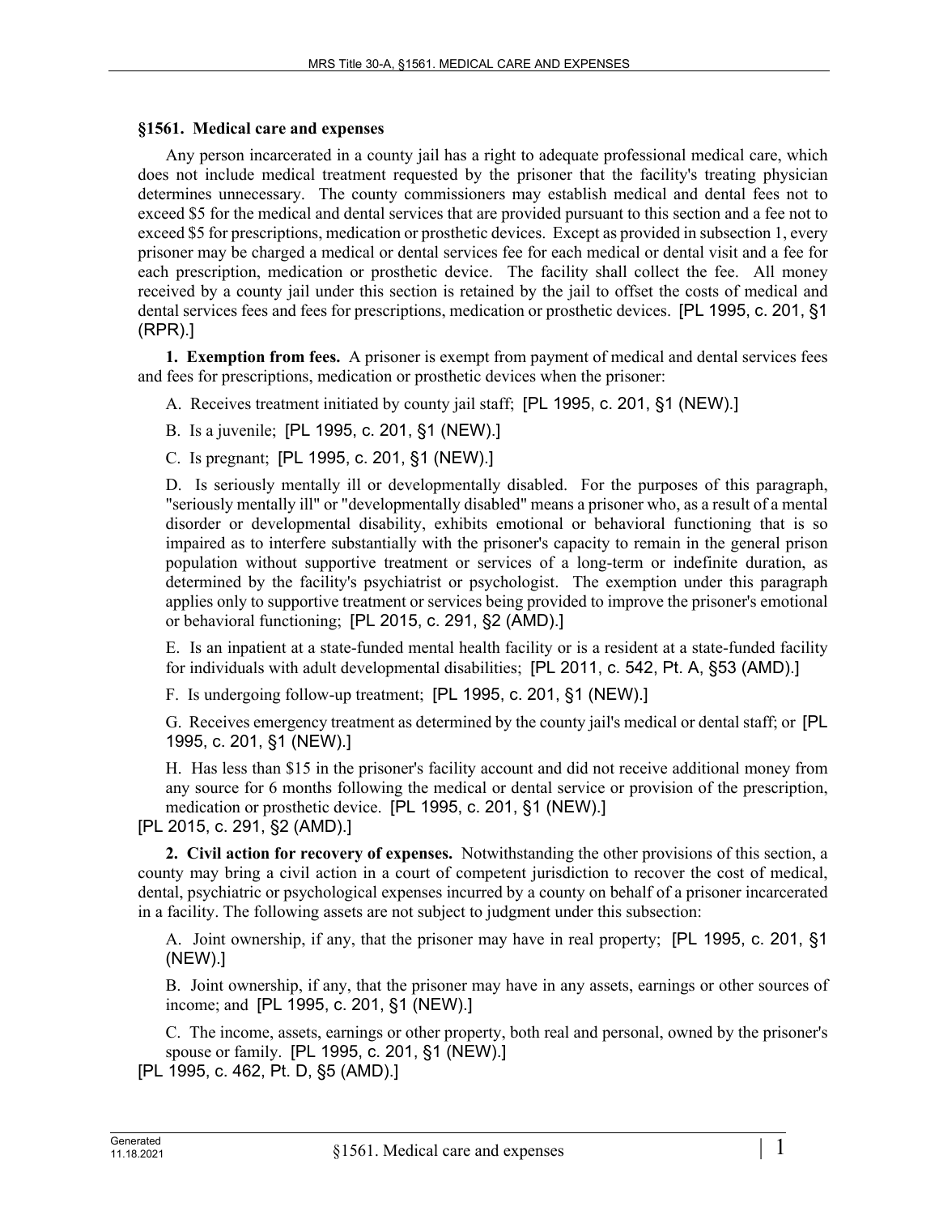### §1561. Medical care and expenses

Any person incarcerated in a county jail has a right to adequate professional medical care, which does not include medical treatment requested by the prisoner that the facility's treating physician determines unnecessary. The county commissioners may establish medical and dental fees not to exceed $5 for the medical and dental services that are provided pursuant to this section and a fee not to exceed $5 for prescriptions, medication or prosthetic devices. Except as provided in subsection 1, every prisoner may be charged a medical or dental services fee for each medical or dental visit and a fee for each prescription, medication or prosthetic device. The facility shall collect the fee. All money received by a county jail under this section is retained by the jail to offset the costs of medical and dental services fees and fees for prescriptions, medication or prosthetic devices. [PL 1995, c. 201, §1 (RPR).]

**1. Exemption from fees.** A prisoner is exempt from payment of medical and dental services fees and fees for prescriptions, medication or prosthetic devices when the prisoner:

A. Receives treatment initiated by county jail staff; [PL 1995, c. 201, §1 (NEW).]

B. Is a juvenile; [PL 1995, c. 201, §1 (NEW).]

C. Is pregnant; [PL 1995, c. 201, §1 (NEW).]

D. Is seriously mentally ill or developmentally disabled. For the purposes of this paragraph, "seriously mentally ill" or "developmentally disabled" means a prisoner who, as a result of a mental disorder or developmental disability, exhibits emotional or behavioral functioning that is so impaired as to interfere substantially with the prisoner's capacity to remain in the general prison population without supportive treatment or services of a long-term or indefinite duration, as determined by the facility's psychiatrist or psychologist. The exemption under this paragraph applies only to supportive treatment or services being provided to improve the prisoner's emotional or behavioral functioning; [PL 2015, c. 291, §2 (AMD).]

E. Is an inpatient at a state-funded mental health facility or is a resident at a state-funded facility for individuals with adult developmental disabilities; [PL 2011, c. 542, Pt. A, §53 (AMD).]

F. Is undergoing follow-up treatment; [PL 1995, c. 201, §1 (NEW).]

G. Receives emergency treatment as determined by the county jail's medical or dental staff; or [PL 1995, c. 201, §1 (NEW).]

H. Has less than $15 in the prisoner's facility account and did not receive additional money from any source for 6 months following the medical or dental service or provision of the prescription, medication or prosthetic device. [PL 1995, c. 201, §1 (NEW).]

[PL 2015, c. 291, §2 (AMD).]

**2. Civil action for recovery of expenses.** Notwithstanding the other provisions of this section, a county may bring a civil action in a court of competent jurisdiction to recover the cost of medical, dental, psychiatric or psychological expenses incurred by a county on behalf of a prisoner incarcerated in a facility. The following assets are not subject to judgment under this subsection:

A. Joint ownership, if any, that the prisoner may have in real property; [PL 1995, c. 201, §1 (NEW).]

B. Joint ownership, if any, that the prisoner may have in any assets, earnings or other sources of income; and [PL 1995, c. 201, §1 (NEW).]

C. The income, assets, earnings or other property, both real and personal, owned by the prisoner's spouse or family. [PL 1995, c. 201, §1 (NEW).]

[PL 1995, c. 462, Pt. D, §5 (AMD).]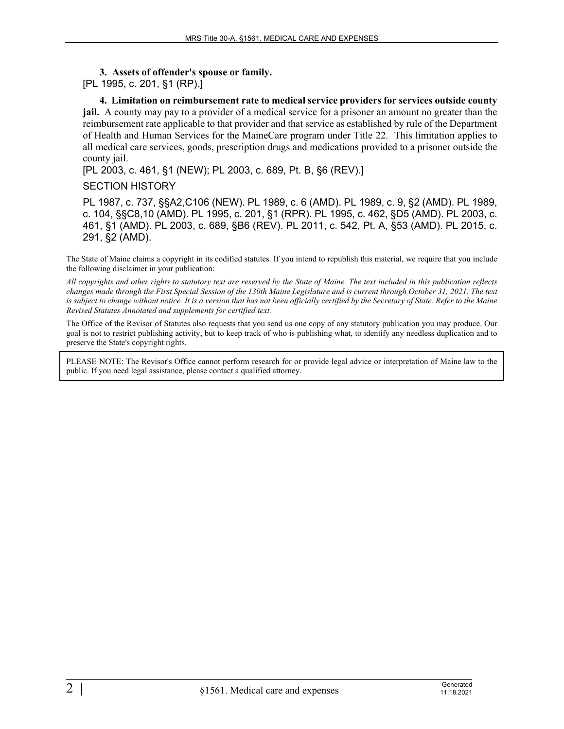**3. Assets of offender's spouse or family.**

[PL 1995, c. 201, §1 (RP).]

**4. Limitation on reimbursement rate to medical service providers for services outside county jail.** A county may pay to a provider of a medical service for a prisoner an amount no greater than the reimbursement rate applicable to that provider and that service as established by rule of the Department of Health and Human Services for the MaineCare program under Title 22. This limitation applies to all medical care services, goods, prescription drugs and medications provided to a prisoner outside the county jail.

[PL 2003, c. 461, §1 (NEW); PL 2003, c. 689, Pt. B, §6 (REV).]

SECTION HISTORY

PL 1987, c. 737, §§A2,C106 (NEW). PL 1989, c. 6 (AMD). PL 1989, c. 9, §2 (AMD). PL 1989, c. 104, §§C8,10 (AMD). PL 1995, c. 201, §1 (RPR). PL 1995, c. 462, §D5 (AMD). PL 2003, c. 461, §1 (AMD). PL 2003, c. 689, §B6 (REV). PL 2011, c. 542, Pt. A, §53 (AMD). PL 2015, c. 291, §2 (AMD).

The State of Maine claims a copyright in its codified statutes. If you intend to republish this material, we require that you include the following disclaimer in your publication:

*All copyrights and other rights to statutory text are reserved by the State of Maine. The text included in this publication reflects changes made through the First Special Session of the 130th Maine Legislature and is current through October 31, 2021. The text is subject to change without notice. It is a version that has not been officially certified by the Secretary of State. Refer to the Maine Revised Statutes Annotated and supplements for certified text.*

The Office of the Revisor of Statutes also requests that you send us one copy of any statutory publication you may produce. Our goal is not to restrict publishing activity, but to keep track of who is publishing what, to identify any needless duplication and to preserve the State's copyright rights.

PLEASE NOTE: The Revisor's Office cannot perform research for or provide legal advice or interpretation of Maine law to the public. If you need legal assistance, please contact a qualified attorney.